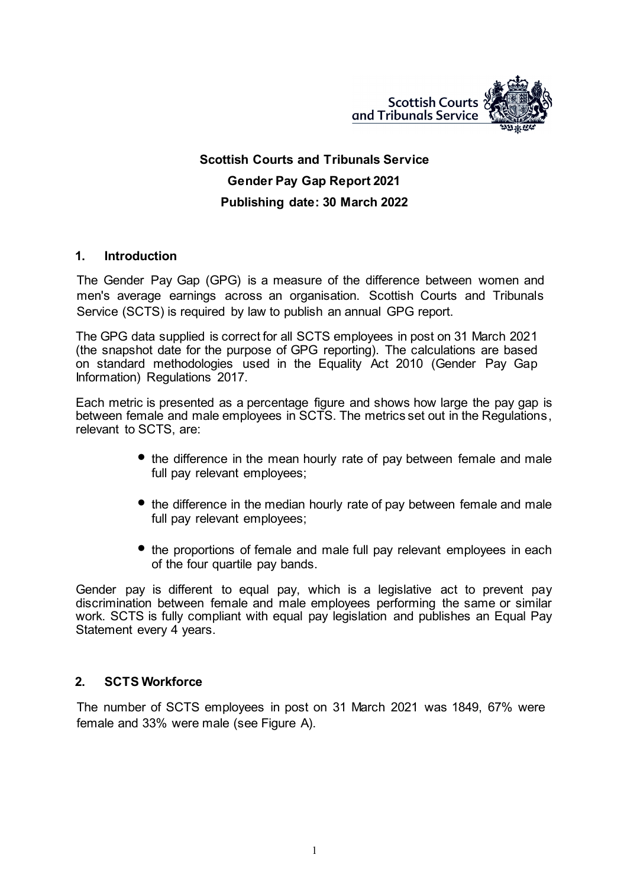# Scottish Courts and Tribunals Service

## Gender Pay Gap Report 2021

## Publishing date: 30 March 2022

## 1. Introduction

The Gender Pay Gap (GPG) is a measure of the difference between women and men's average earnings across an organisation. Scottish Courts and Tribunals Service (SCTS) is required by law to publish an annual GPG report.

The GPG data supplied is correct for all SCTS employees in post on 31 March 2021 (the snapshot date for the purpose of GPG reporting). The calculations are based on standard methodologies used in the Equality Act 2010 (Gender Pay Gap Information) Regulations 2017.

Each metric is presented as a percentage figure and shows how large the pay gap is between female and male employees in SCTS. The metrics set out in the Regulations, relevant to SCTS, are:

- the difference in the mean hourly rate of pay between female and male full pay relevant employees;
- the difference in the median hourly rate of pay between female and male full pay relevant employees;
- the proportions of female and male full pay relevant employees in each of the four quartile pay bands.

Gender pay is different to equal pay, which is a legislative act to prevent pay discrimination between female and male employees performing the same or similar work. SCTS is fully compliant with equal pay legislation and publishes an Equal Pay Statement every 4 years.

## 2. SCTS Workforce

The number of SCTS employees in post on 31 March 2021 was 1849, 67% were female and 33% were male (see Figure A).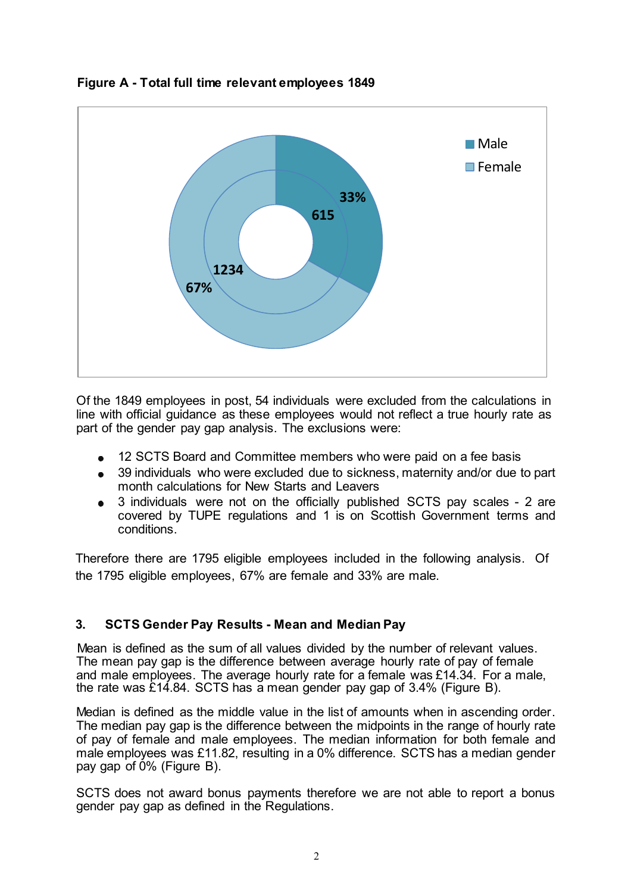**Figure A - Total full time relevant employees 1849**

Of the 1849 employees in post, 54 individuals were excluded from the calculations in line with official guidance as these employees would not reflect a true hourly rate as part of the gender pay gap analysis. The exclusions were:

- 12 SCTS Board and Committee members who were paid on a fee basis
- 39 individuals who were excluded due to sickness, maternity and/or due to part month calculations for New Starts and Leavers
- 3 individuals were not on the officially published SCTS pay scales - 2 are covered by TUPE regulations and 1 is on Scottish Government terms and conditions.

Therefore there are 1795 eligible employees included in the following analysis. Of the 1795 eligible employees, 67% are female and 33% are male.

## 3. SCTS Gender Pay Results - Mean and Median Pay

Mean is defined as the sum of all values divided by the number of relevant values. The mean pay gap is the difference between average hourly rate of pay of female and male employees. The average hourly rate for a female was £14.34. For a male, the rate was £14.84. SCTS has a mean gender pay gap of 3.4% (Figure B).

Median is defined as the middle value in the list of amounts when in ascending order. The median pay gap is the difference between the midpoints in the range of hourly rate of pay of female and male employees. The median information for both female and male employees was £11.82, resulting in a 0% difference. SCTS has a median gender pay gap of 0% (Figure B).

SCTS does not award bonus payments therefore we are not able to report a bonus gender pay gap as defined in the Regulations.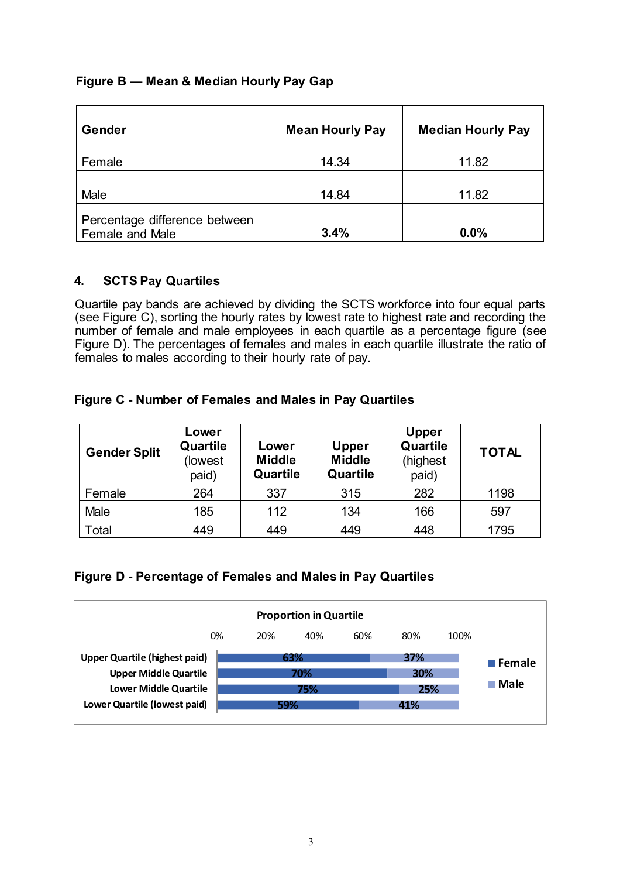**Figure B — Mean & Median Hourly Pay Gap**

| Gender | Mean Hourly Pay | Median Hourly Pay |
|---|---|---|
| Female | 14.34 | 11.82 |
| Male | 14.84 | 11.82 |
| Percentage difference between Female and Male | **3.4%** | **0.0%** |

## 4. SCTS Pay Quartiles

Quartile pay bands are achieved by dividing the SCTS workforce into four equal parts (see Figure C), sorting the hourly rates by lowest rate to highest rate and recording the number of female and male employees in each quartile as a percentage figure (see Figure D). The percentages of females and males in each quartile illustrate the ratio of females to males according to their hourly rate of pay.

**Figure C - Number of Females and Males in Pay Quartiles**

| Gender Split | Lower Quartile (lowest paid) | Lower Middle Quartile | Upper Middle Quartile | Upper Quartile (highest paid) | TOTAL |
|---|---|---|---|---|---|
| Female | 264 | 337 | 315 | 282 | 1198 |
| Male | 185 | 112 | 134 | 166 | 597 |
| Total | 449 | 449 | 449 | 448 | 1795 |

**Figure D - Percentage of Females and Males in Pay Quartiles**

Proportion in Quartile

| Quartile | Female | Male |
|---|---|---|
| Upper Quartile (highest paid) | 63% | 37% |
| Upper Middle Quartile | 70% | 30% |
| Lower Middle Quartile | 75% | 25% |
| Lower Quartile (lowest paid) | 59% | 41% |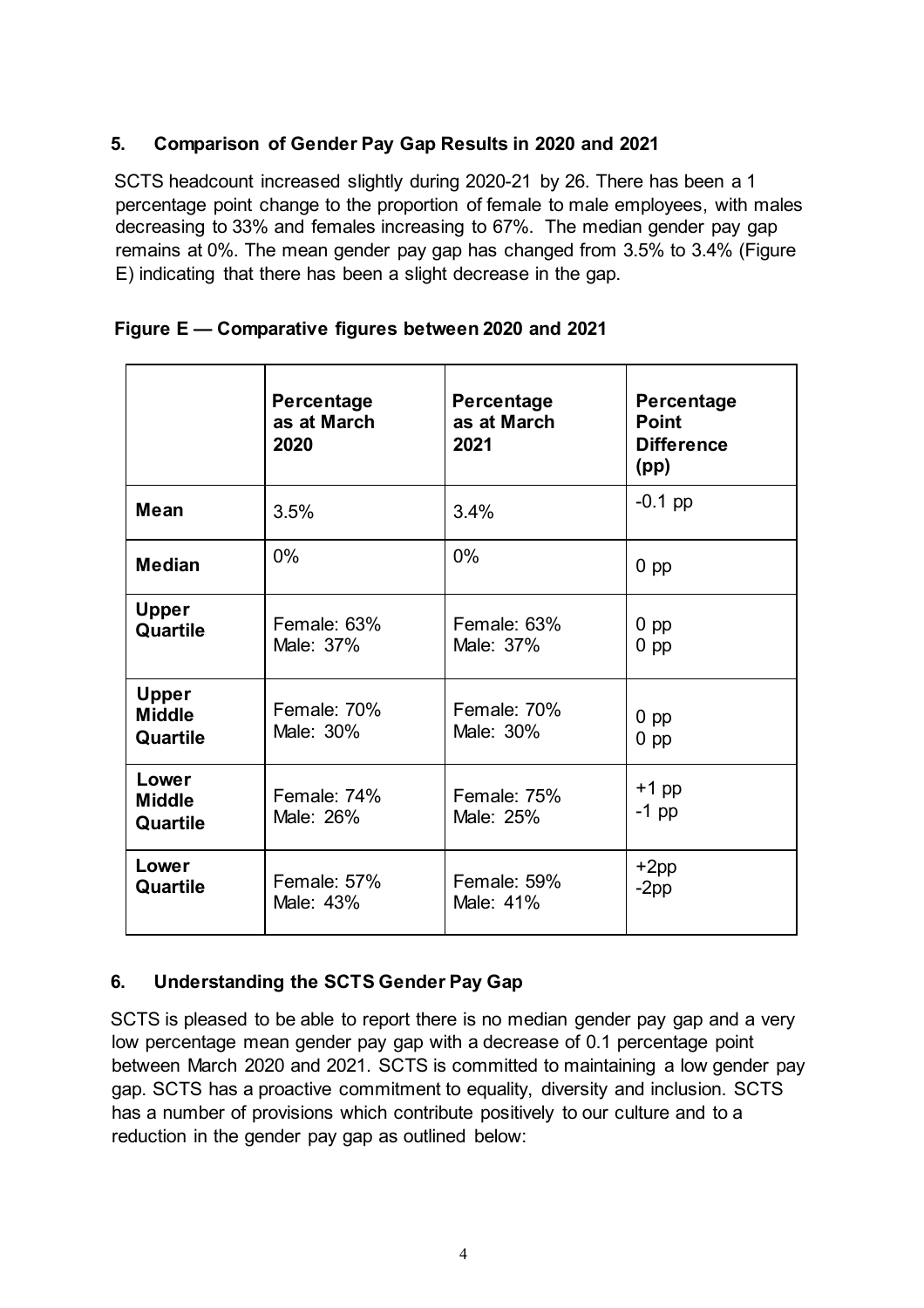## 5. Comparison of Gender Pay Gap Results in 2020 and 2021

SCTS headcount increased slightly during 2020-21 by 26. There has been a 1 percentage point change to the proportion of female to male employees, with males decreasing to 33% and females increasing to 67%. The median gender pay gap remains at 0%. The mean gender pay gap has changed from 3.5% to 3.4% (Figure E) indicating that there has been a slight decrease in the gap.

**Figure E — Comparative figures between 2020 and 2021**

| | Percentage as at March 2020 | Percentage as at March 2021 | Percentage Point Difference (pp) |
|---|---|---|---|
| **Mean** | 3.5% | 3.4% | -0.1 pp |
| **Median** | 0% | 0% | 0 pp |
| **Upper Quartile** | Female: 63%<br>Male: 37% | Female: 63%<br>Male: 37% | 0 pp<br>0 pp |
| **Upper Middle Quartile** | Female: 70%<br>Male: 30% | Female: 70%<br>Male: 30% | 0 pp<br>0 pp |
| **Lower Middle Quartile** | Female: 74%<br>Male: 26% | Female: 75%<br>Male: 25% | +1 pp<br>-1 pp |
| **Lower Quartile** | Female: 57%<br>Male: 43% | Female: 59%<br>Male: 41% | +2pp<br>-2pp |

## 6. Understanding the SCTS Gender Pay Gap

SCTS is pleased to be able to report there is no median gender pay gap and a very low percentage mean gender pay gap with a decrease of 0.1 percentage point between March 2020 and 2021. SCTS is committed to maintaining a low gender pay gap. SCTS has a proactive commitment to equality, diversity and inclusion. SCTS has a number of provisions which contribute positively to our culture and to a reduction in the gender pay gap as outlined below: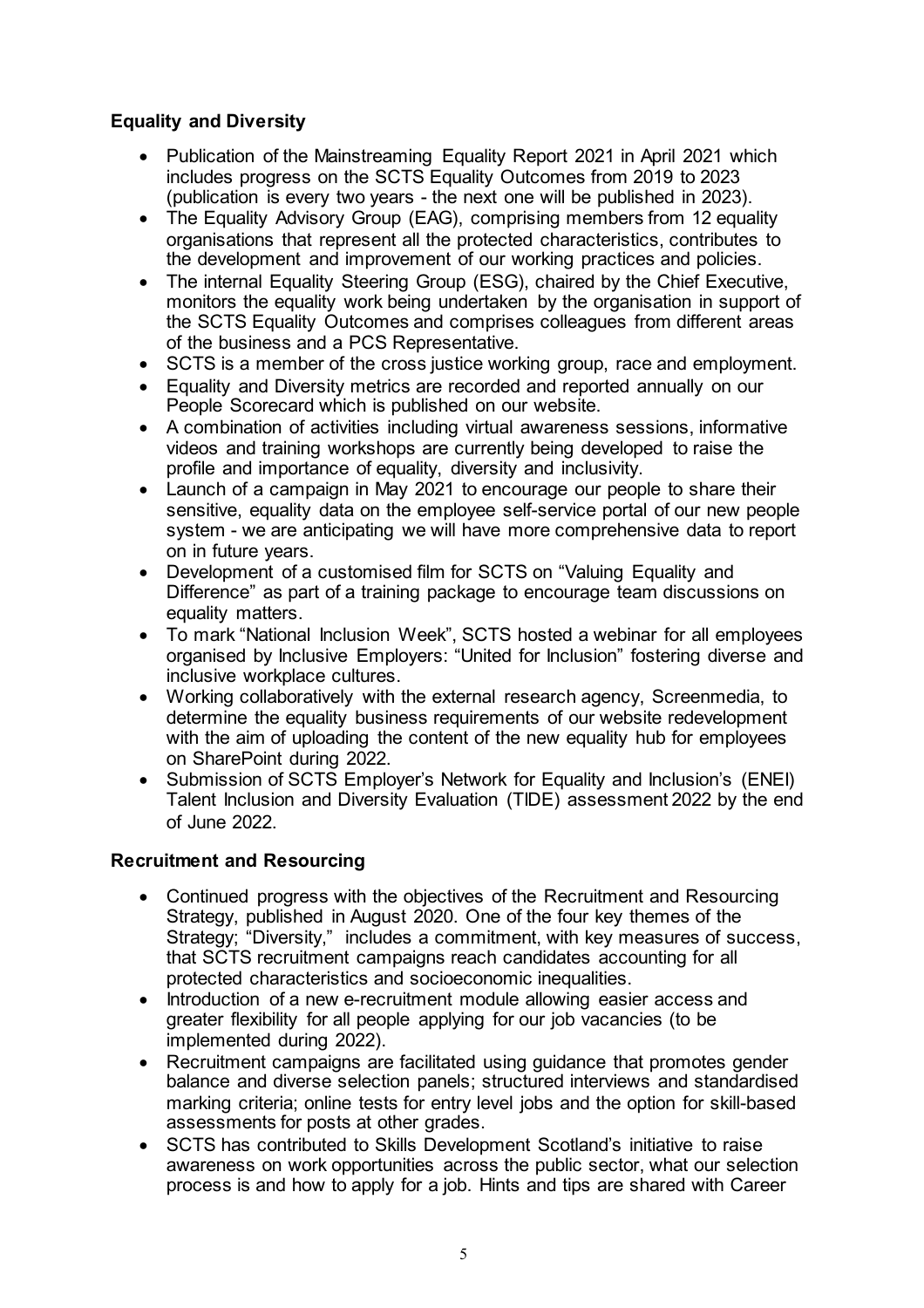**Equality and Diversity**

- Publication of the Mainstreaming Equality Report 2021 in April 2021 which includes progress on the SCTS Equality Outcomes from 2019 to 2023 (publication is every two years - the next one will be published in 2023).
- The Equality Advisory Group (EAG), comprising members from 12 equality organisations that represent all the protected characteristics, contributes to the development and improvement of our working practices and policies.
- The internal Equality Steering Group (ESG), chaired by the Chief Executive, monitors the equality work being undertaken by the organisation in support of the SCTS Equality Outcomes and comprises colleagues from different areas of the business and a PCS Representative.
- SCTS is a member of the cross justice working group, race and employment.
- Equality and Diversity metrics are recorded and reported annually on our People Scorecard which is published on our website.
- A combination of activities including virtual awareness sessions, informative videos and training workshops are currently being developed to raise the profile and importance of equality, diversity and inclusivity.
- Launch of a campaign in May 2021 to encourage our people to share their sensitive, equality data on the employee self-service portal of our new people system - we are anticipating we will have more comprehensive data to report on in future years.
- Development of a customised film for SCTS on "Valuing Equality and Difference" as part of a training package to encourage team discussions on equality matters.
- To mark "National Inclusion Week", SCTS hosted a webinar for all employees organised by Inclusive Employers: "United for Inclusion" fostering diverse and inclusive workplace cultures.
- Working collaboratively with the external research agency, Screenmedia, to determine the equality business requirements of our website redevelopment with the aim of uploading the content of the new equality hub for employees on SharePoint during 2022.
- Submission of SCTS Employer's Network for Equality and Inclusion's (ENEI) Talent Inclusion and Diversity Evaluation (TIDE) assessment 2022 by the end of June 2022.

**Recruitment and Resourcing**

- Continued progress with the objectives of the Recruitment and Resourcing Strategy, published in August 2020. One of the four key themes of the Strategy; "Diversity," includes a commitment, with key measures of success, that SCTS recruitment campaigns reach candidates accounting for all protected characteristics and socioeconomic inequalities.
- Introduction of a new e-recruitment module allowing easier access and greater flexibility for all people applying for our job vacancies (to be implemented during 2022).
- Recruitment campaigns are facilitated using guidance that promotes gender balance and diverse selection panels; structured interviews and standardised marking criteria; online tests for entry level jobs and the option for skill-based assessments for posts at other grades.
- SCTS has contributed to Skills Development Scotland's initiative to raise awareness on work opportunities across the public sector, what our selection process is and how to apply for a job. Hints and tips are shared with Career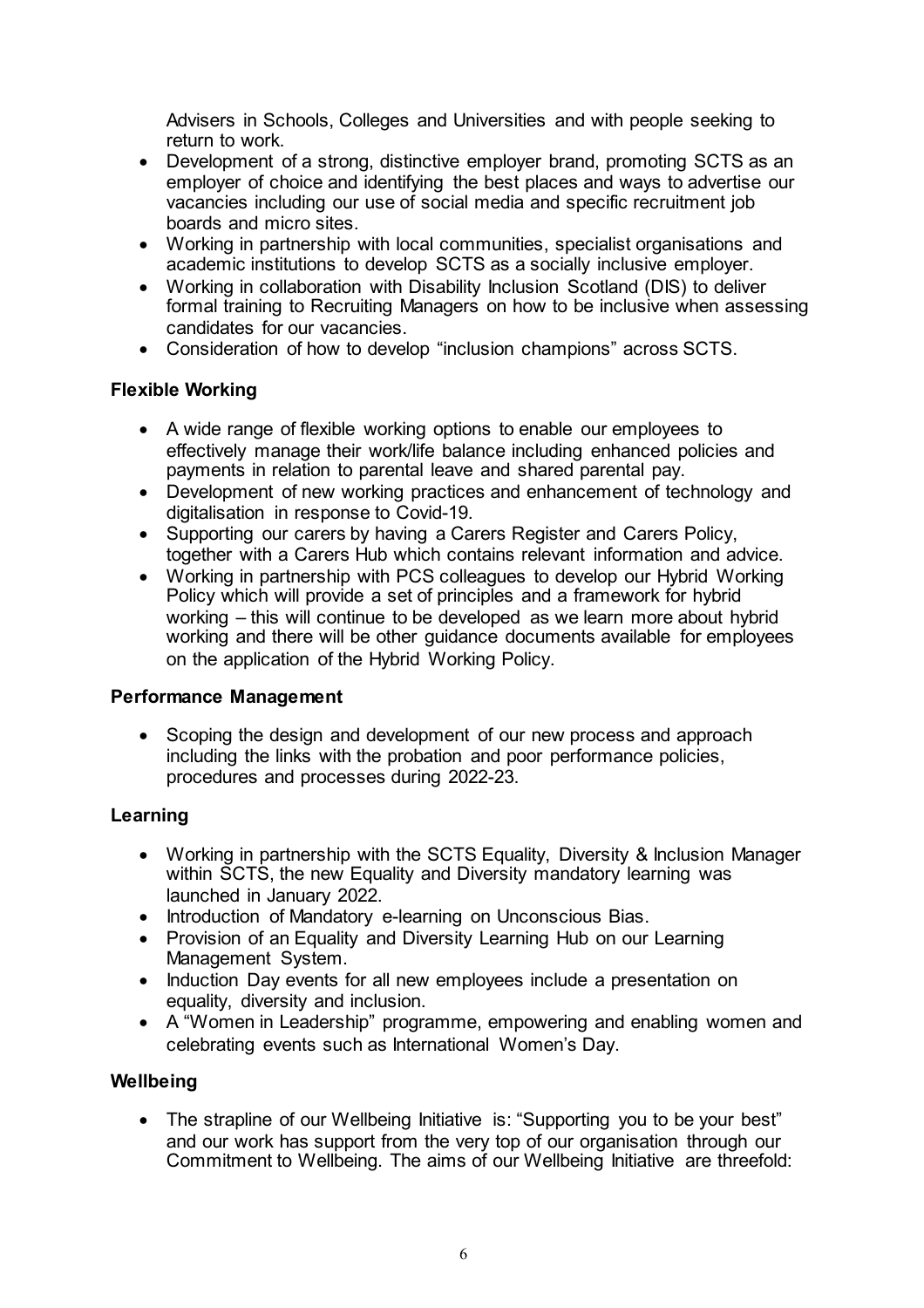Advisers in Schools, Colleges and Universities and with people seeking to return to work.
- Development of a strong, distinctive employer brand, promoting SCTS as an employer of choice and identifying the best places and ways to advertise our vacancies including our use of social media and specific recruitment job boards and micro sites.
- Working in partnership with local communities, specialist organisations and academic institutions to develop SCTS as a socially inclusive employer.
- Working in collaboration with Disability Inclusion Scotland (DIS) to deliver formal training to Recruiting Managers on how to be inclusive when assessing candidates for our vacancies.
- Consideration of how to develop "inclusion champions" across SCTS.

**Flexible Working**

- A wide range of flexible working options to enable our employees to effectively manage their work/life balance including enhanced policies and payments in relation to parental leave and shared parental pay.
- Development of new working practices and enhancement of technology and digitalisation in response to Covid-19.
- Supporting our carers by having a Carers Register and Carers Policy, together with a Carers Hub which contains relevant information and advice.
- Working in partnership with PCS colleagues to develop our Hybrid Working Policy which will provide a set of principles and a framework for hybrid working – this will continue to be developed as we learn more about hybrid working and there will be other guidance documents available for employees on the application of the Hybrid Working Policy.

**Performance Management**

- Scoping the design and development of our new process and approach including the links with the probation and poor performance policies, procedures and processes during 2022-23.

**Learning**

- Working in partnership with the SCTS Equality, Diversity & Inclusion Manager within SCTS, the new Equality and Diversity mandatory learning was launched in January 2022.
- Introduction of Mandatory e-learning on Unconscious Bias.
- Provision of an Equality and Diversity Learning Hub on our Learning Management System.
- Induction Day events for all new employees include a presentation on equality, diversity and inclusion.
- A "Women in Leadership" programme, empowering and enabling women and celebrating events such as International Women's Day.

**Wellbeing**

- The strapline of our Wellbeing Initiative is: "Supporting you to be your best" and our work has support from the very top of our organisation through our Commitment to Wellbeing. The aims of our Wellbeing Initiative are threefold: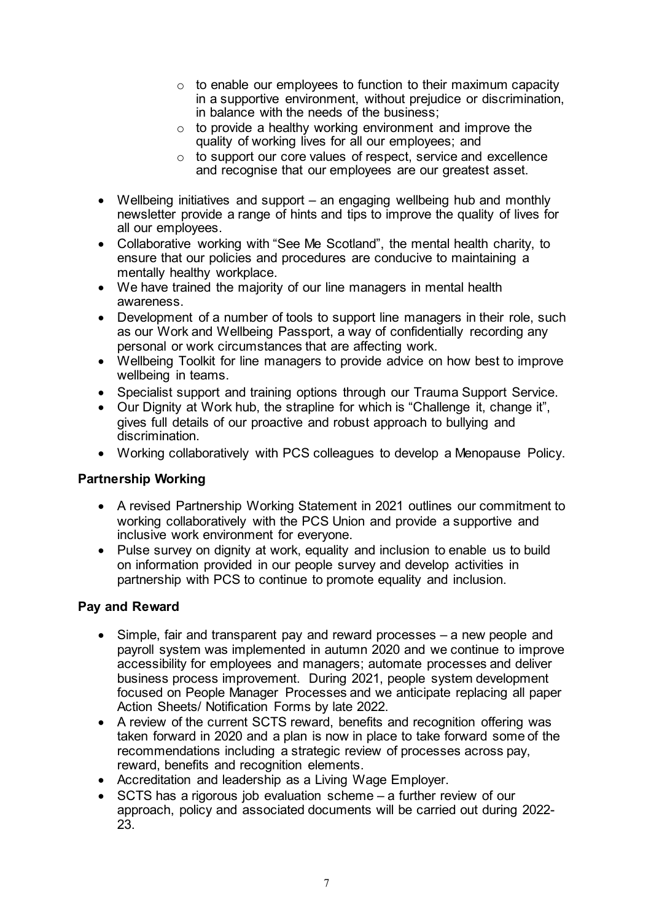- to enable our employees to function to their maximum capacity in a supportive environment, without prejudice or discrimination, in balance with the needs of the business;
  - to provide a healthy working environment and improve the quality of working lives for all our employees; and
  - to support our core values of respect, service and excellence and recognise that our employees are our greatest asset.
- Wellbeing initiatives and support – an engaging wellbeing hub and monthly newsletter provide a range of hints and tips to improve the quality of lives for all our employees.
- Collaborative working with "See Me Scotland", the mental health charity, to ensure that our policies and procedures are conducive to maintaining a mentally healthy workplace.
- We have trained the majority of our line managers in mental health awareness.
- Development of a number of tools to support line managers in their role, such as our Work and Wellbeing Passport, a way of confidentially recording any personal or work circumstances that are affecting work.
- Wellbeing Toolkit for line managers to provide advice on how best to improve wellbeing in teams.
- Specialist support and training options through our Trauma Support Service.
- Our Dignity at Work hub, the strapline for which is "Challenge it, change it", gives full details of our proactive and robust approach to bullying and discrimination.
- Working collaboratively with PCS colleagues to develop a Menopause Policy.

**Partnership Working**

- A revised Partnership Working Statement in 2021 outlines our commitment to working collaboratively with the PCS Union and provide a supportive and inclusive work environment for everyone.
- Pulse survey on dignity at work, equality and inclusion to enable us to build on information provided in our people survey and develop activities in partnership with PCS to continue to promote equality and inclusion.

**Pay and Reward**

- Simple, fair and transparent pay and reward processes – a new people and payroll system was implemented in autumn 2020 and we continue to improve accessibility for employees and managers; automate processes and deliver business process improvement. During 2021, people system development focused on People Manager Processes and we anticipate replacing all paper Action Sheets/ Notification Forms by late 2022.
- A review of the current SCTS reward, benefits and recognition offering was taken forward in 2020 and a plan is now in place to take forward some of the recommendations including a strategic review of processes across pay, reward, benefits and recognition elements.
- Accreditation and leadership as a Living Wage Employer.
- SCTS has a rigorous job evaluation scheme – a further review of our approach, policy and associated documents will be carried out during 2022-23.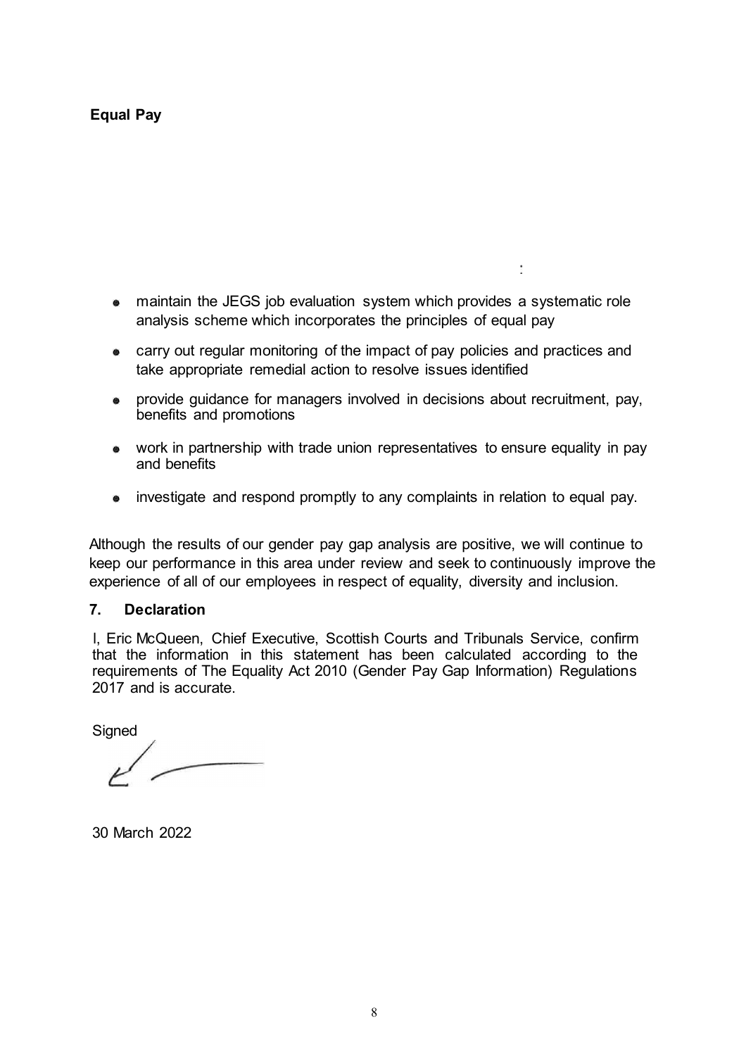**Equal Pay**

:

- maintain the JEGS job evaluation system which provides a systematic role analysis scheme which incorporates the principles of equal pay
- carry out regular monitoring of the impact of pay policies and practices and take appropriate remedial action to resolve issues identified
- provide guidance for managers involved in decisions about recruitment, pay, benefits and promotions
- work in partnership with trade union representatives to ensure equality in pay and benefits
- investigate and respond promptly to any complaints in relation to equal pay.

Although the results of our gender pay gap analysis are positive, we will continue to keep our performance in this area under review and seek to continuously improve the experience of all of our employees in respect of equality, diversity and inclusion.

## 7. Declaration

I, Eric McQueen, Chief Executive, Scottish Courts and Tribunals Service, confirm that the information in this statement has been calculated according to the requirements of The Equality Act 2010 (Gender Pay Gap Information) Regulations 2017 and is accurate.

Signed

30 March 2022